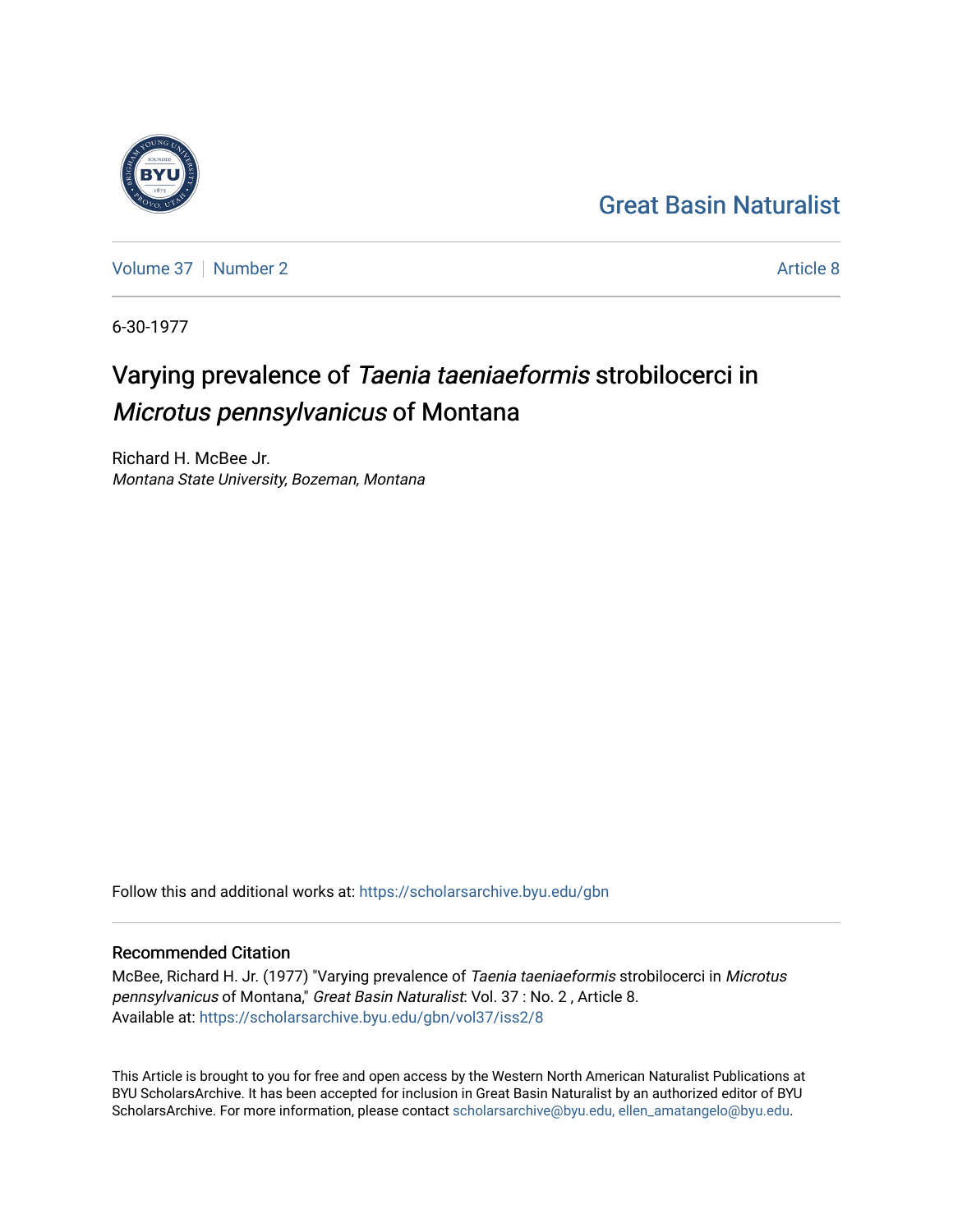Great Basin Naturalist

Volume 37 | Number 2 Article 8

6-30-1977

# Varying prevalence of *Taenia taeniaeformis* strobilocerci in *Microtus pennsylvanicus* of Montana

Richard H. McBee Jr.
*Montana State University, Bozeman, Montana*

Follow this and additional works at: https://scholarsarchive.byu.edu/gbn

## Recommended Citation

McBee, Richard H. Jr. (1977) "Varying prevalence of *Taenia taeniaeformis* strobilocerci in *Microtus pennsylvanicus* of Montana," *Great Basin Naturalist*: Vol. 37 : No. 2 , Article 8.
Available at: https://scholarsarchive.byu.edu/gbn/vol37/iss2/8

This Article is brought to you for free and open access by the Western North American Naturalist Publications at BYU ScholarsArchive. It has been accepted for inclusion in Great Basin Naturalist by an authorized editor of BYU ScholarsArchive. For more information, please contact scholarsarchive@byu.edu, ellen_amatangelo@byu.edu.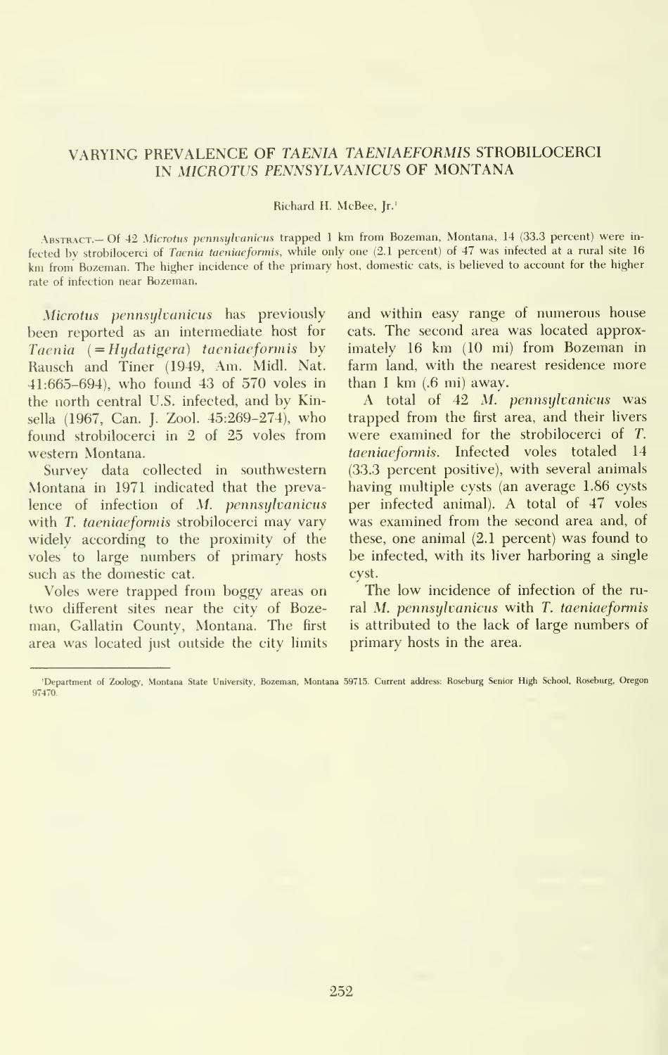# VARYING PREVALENCE OF *TAENIA TAENIAEFORMIS* STROBILOCERCI IN *MICROTUS PENNSYLVANICUS* OF MONTANA

Richard H. McBee, Jr.[1]

ABSTRACT.— Of 42 *Microtus pennsylvanicus* trapped 1 km from Bozeman, Montana, 14 (33.3 percent) were infected by strobilocerci of *Taenia taeniaeformis*, while only one (2.1 percent) of 47 was infected at a rural site 16 km from Bozeman. The higher incidence of the primary host, domestic cats, is believed to account for the higher rate of infection near Bozeman.

*Microtus pennsylvanicus* has previously been reported as an intermediate host for *Taenia* (=*Hydatigera*) *taeniaeformis* by Rausch and Tiner (1949, Am. Midl. Nat. 41:665–694), who found 43 of 570 voles in the north central U.S. infected, and by Kinsella (1967, Can. J. Zool. 45:269–274), who found strobilocerci in 2 of 25 voles from western Montana.

Survey data collected in southwestern Montana in 1971 indicated that the prevalence of infection of *M. pennsylvanicus* with *T. taeniaeformis* strobilocerci may vary widely according to the proximity of the voles to large numbers of primary hosts such as the domestic cat.

Voles were trapped from boggy areas on two different sites near the city of Bozeman, Gallatin County, Montana. The first area was located just outside the city limits and within easy range of numerous house cats. The second area was located approximately 16 km (10 mi) from Bozeman in farm land, with the nearest residence more than 1 km (.6 mi) away.

A total of 42 *M. pennsylvanicus* was trapped from the first area, and their livers were examined for the strobilocerci of *T. taeniaeformis*. Infected voles totaled 14 (33.3 percent positive), with several animals having multiple cysts (an average 1.86 cysts per infected animal). A total of 47 voles was examined from the second area and, of these, one animal (2.1 percent) was found to be infected, with its liver harboring a single cyst.

The low incidence of infection of the rural *M. pennsylvanicus* with *T. taeniaeformis* is attributed to the lack of large numbers of primary hosts in the area.

[1]Department of Zoology, Montana State University, Bozeman, Montana 59715. Current address: Roseburg Senior High School, Roseburg, Oregon 97470.